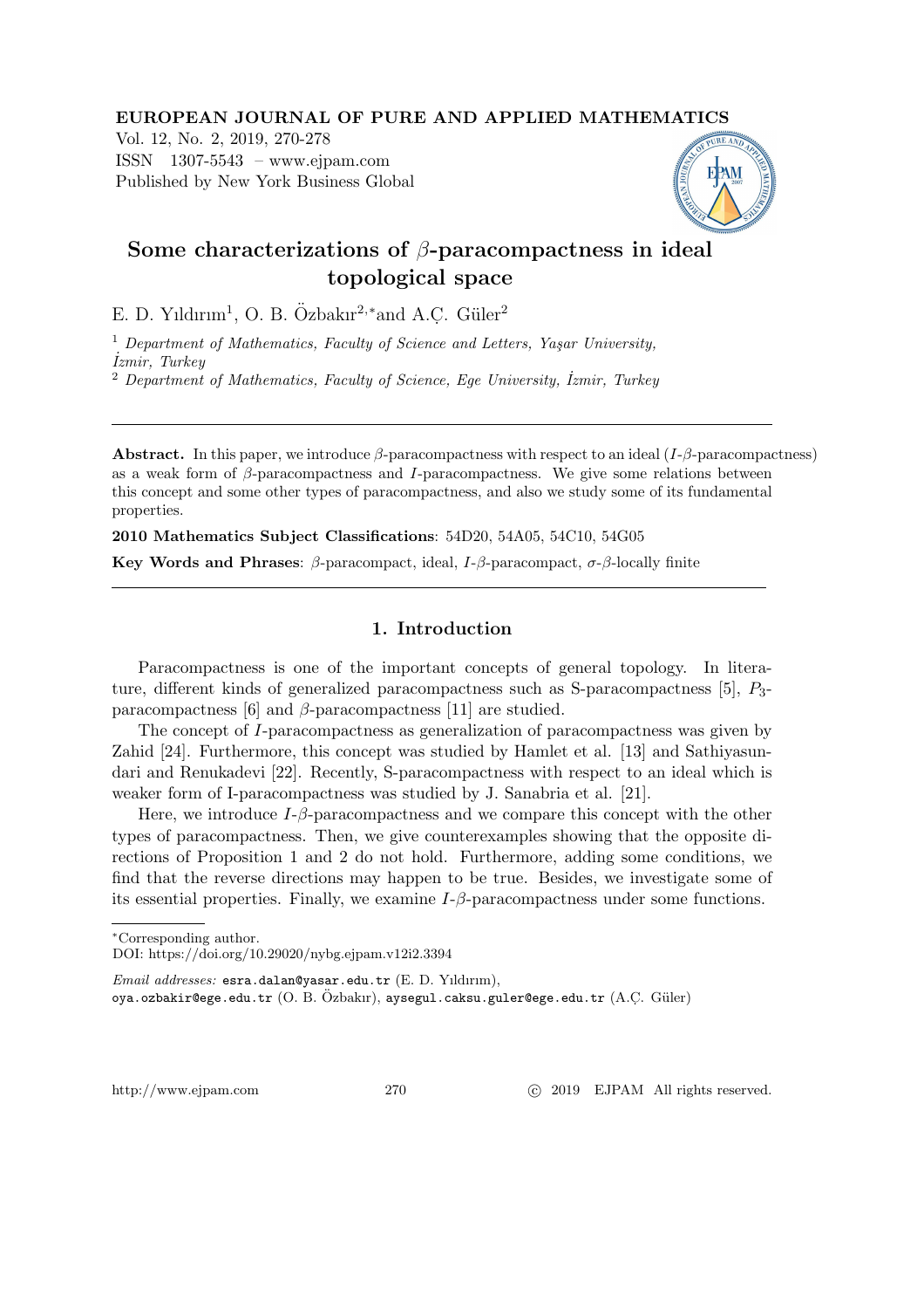# Some characterizations of $\beta$-paracompactness in ideal topological space

E. D. Yıldırım[1], O. B. Özbakır[2,*] and A.Ç. Güler[2]

[1] *Department of Mathematics, Faculty of Science and Letters, Yaşar University, İzmir, Turkey*

[2] *Department of Mathematics, Faculty of Science, Ege University, İzmir, Turkey*

---

**Abstract.** In this paper, we introduce $\beta$-paracompactness with respect to an ideal ($I$-$\beta$-paracompactness) as a weak form of $\beta$-paracompactness and $I$-paracompactness. We give some relations between this concept and some other types of paracompactness, and also we study some of its fundamental properties.

**2010 Mathematics Subject Classifications**: 54D20, 54A05, 54C10, 54G05

**Key Words and Phrases**: $\beta$-paracompact, ideal, $I$-$\beta$-paracompact, $\sigma$-$\beta$-locally finite

---

## 1. Introduction

Paracompactness is one of the important concepts of general topology. In literature, different kinds of generalized paracompactness such as S-paracompactness [5], $P_3$-paracompactness [6] and $\beta$-paracompactness [11] are studied.

The concept of $I$-paracompactness as generalization of paracompactness was given by Zahid [24]. Furthermore, this concept was studied by Hamlet et al. [13] and Sathiyasundari and Renukadevi [22]. Recently, S-paracompactness with respect to an ideal which is weaker form of I-paracompactness was studied by J. Sanabria et al. [21].

Here, we introduce $I$-$\beta$-paracompactness and we compare this concept with the other types of paracompactness. Then, we give counterexamples showing that the opposite directions of Proposition 1 and 2 do not hold. Furthermore, adding some conditions, we find that the reverse directions may happen to be true. Besides, we investigate some of its essential properties. Finally, we examine $I$-$\beta$-paracompactness under some functions.

---

*Corresponding author.

DOI: https://doi.org/10.29020/nybg.ejpam.v12i2.3394

*Email addresses:* esra.dalan@yasar.edu.tr (E. D. Yıldırım), oya.ozbakir@ege.edu.tr (O. B. Özbakır), aysegul.caksu.guler@ege.edu.tr (A.Ç. Güler)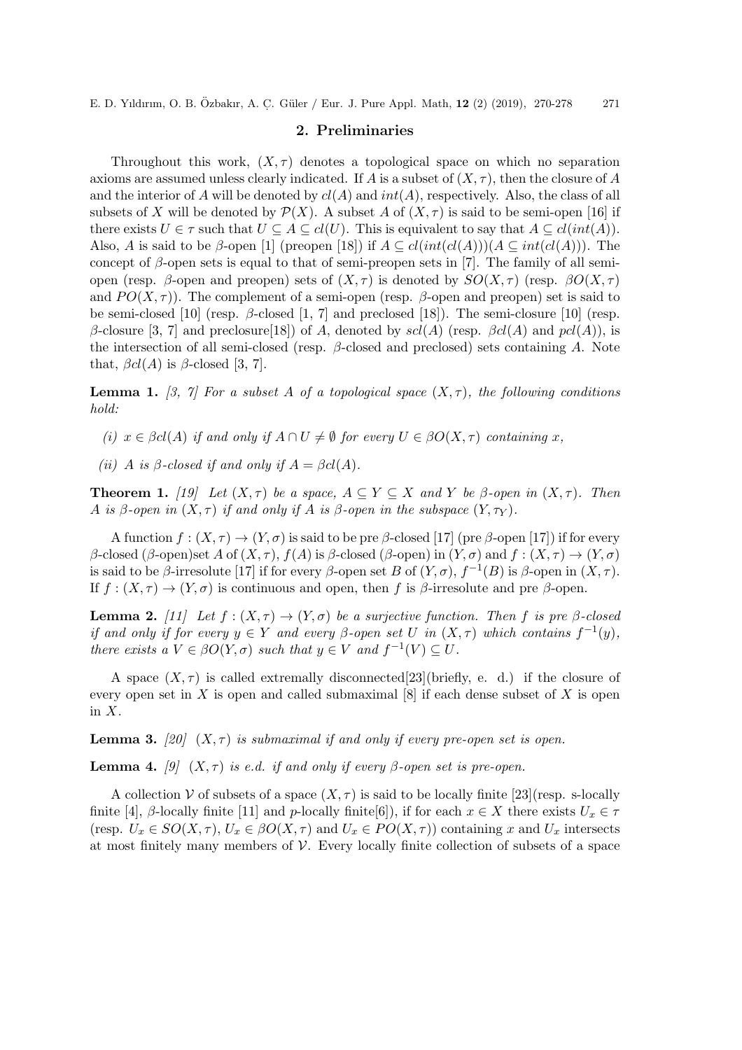## 2. Preliminaries

Throughout this work, $(X, \tau)$ denotes a topological space on which no separation axioms are assumed unless clearly indicated. If $A$ is a subset of $(X, \tau)$, then the closure of $A$ and the interior of $A$ will be denoted by $cl(A)$ and $int(A)$, respectively. Also, the class of all subsets of $X$ will be denoted by $\mathcal{P}(X)$. A subset $A$ of $(X, \tau)$ is said to be semi-open [16] if there exists $U \in \tau$ such that $U \subseteq A \subseteq cl(U)$. This is equivalent to say that $A \subseteq cl(int(A))$. Also, $A$ is said to be $\beta$-open [1] (preopen [18]) if $A \subseteq cl(int(cl(A)))(A \subseteq int(cl(A)))$. The concept of $\beta$-open sets is equal to that of semi-preopen sets in [7]. The family of all semi-open (resp. $\beta$-open and preopen) sets of $(X, \tau)$ is denoted by $SO(X, \tau)$ (resp. $\beta O(X, \tau)$ and $PO(X, \tau)$). The complement of a semi-open (resp. $\beta$-open and preopen) set is said to be semi-closed [10] (resp. $\beta$-closed [1, 7] and preclosed [18]). The semi-closure [10] (resp. $\beta$-closure [3, 7] and preclosure[18]) of $A$, denoted by $scl(A)$ (resp. $\beta cl(A)$ and $pcl(A)$), is the intersection of all semi-closed (resp. $\beta$-closed and preclosed) sets containing $A$. Note that, $\beta cl(A)$ is $\beta$-closed [3, 7].

**Lemma 1.** *[3, 7] For a subset $A$ of a topological space $(X, \tau)$, the following conditions hold:*

*(i) $x \in \beta cl(A)$ if and only if $A \cap U \neq \emptyset$ for every $U \in \beta O(X, \tau)$ containing $x$,*

*(ii) $A$ is $\beta$-closed if and only if $A = \beta cl(A)$.*

**Theorem 1.** *[19] Let $(X, \tau)$ be a space, $A \subseteq Y \subseteq X$ and $Y$ be $\beta$-open in $(X, \tau)$. Then $A$ is $\beta$-open in $(X, \tau)$ if and only if $A$ is $\beta$-open in the subspace $(Y, \tau_Y)$.*

A function $f : (X, \tau) \to (Y, \sigma)$ is said to be pre $\beta$-closed [17] (pre $\beta$-open [17]) if for every $\beta$-closed ($\beta$-open)set $A$ of $(X, \tau)$, $f(A)$ is $\beta$-closed ($\beta$-open) in $(Y, \sigma)$ and $f : (X, \tau) \to (Y, \sigma)$ is said to be $\beta$-irresolute [17] if for every $\beta$-open set $B$ of $(Y, \sigma)$, $f^{-1}(B)$ is $\beta$-open in $(X, \tau)$. If $f : (X, \tau) \to (Y, \sigma)$ is continuous and open, then $f$ is $\beta$-irresolute and pre $\beta$-open.

**Lemma 2.** *[11] Let $f : (X, \tau) \to (Y, \sigma)$ be a surjective function. Then $f$ is pre $\beta$-closed if and only if for every $y \in Y$ and every $\beta$-open set $U$ in $(X, \tau)$ which contains $f^{-1}(y)$, there exists a $V \in \beta O(Y, \sigma)$ such that $y \in V$ and $f^{-1}(V) \subseteq U$.*

A space $(X, \tau)$ is called extremally disconnected[23](briefly, e. d.) if the closure of every open set in $X$ is open and called submaximal [8] if each dense subset of $X$ is open in $X$.

**Lemma 3.** *[20] $(X, \tau)$ is submaximal if and only if every pre-open set is open.*

**Lemma 4.** *[9] $(X, \tau)$ is e.d. if and only if every $\beta$-open set is pre-open.*

A collection $\mathcal{V}$ of subsets of a space $(X, \tau)$ is said to be locally finite [23](resp. s-locally finite [4], $\beta$-locally finite [11] and $p$-locally finite[6]), if for each $x \in X$ there exists $U_x \in \tau$ (resp. $U_x \in SO(X, \tau)$, $U_x \in \beta O(X, \tau)$ and $U_x \in PO(X, \tau)$) containing $x$ and $U_x$ intersects at most finitely many members of $\mathcal{V}$. Every locally finite collection of subsets of a space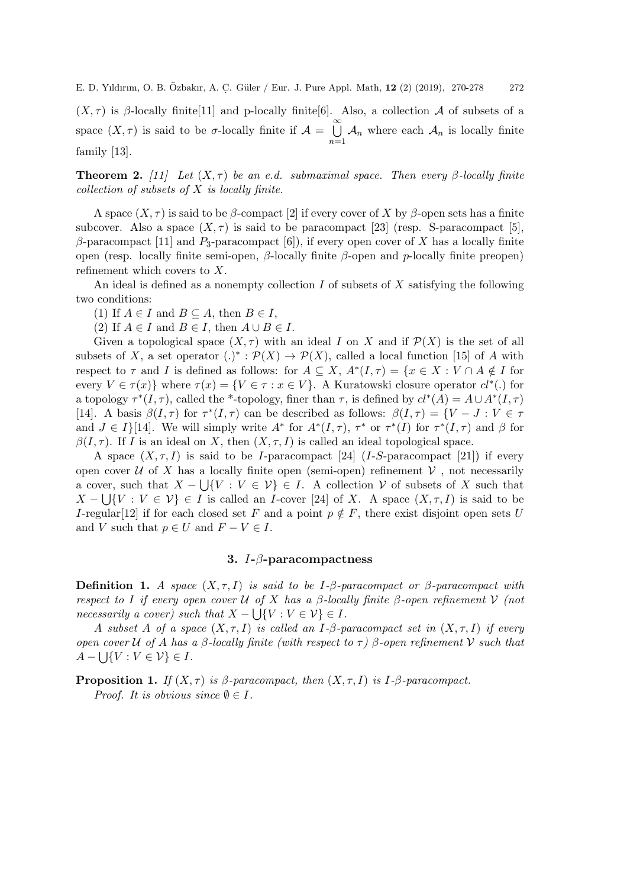$(X, \tau)$ is $\beta$-locally finite[11] and p-locally finite[6]. Also, a collection $\mathcal{A}$ of subsets of a space $(X, \tau)$ is said to be $\sigma$-locally finite if $\mathcal{A} = \bigcup_{n=1}^{\infty} \mathcal{A}_n$ where each $\mathcal{A}_n$ is locally finite family [13].

**Theorem 2.** *[11] Let $(X, \tau)$ be an e.d. submaximal space. Then every $\beta$-locally finite collection of subsets of $X$ is locally finite.*

A space $(X, \tau)$ is said to be $\beta$-compact [2] if every cover of $X$ by $\beta$-open sets has a finite subcover. Also a space $(X, \tau)$ is said to be paracompact [23] (resp. S-paracompact [5], $\beta$-paracompact [11] and $P_3$-paracompact [6]), if every open cover of $X$ has a locally finite open (resp. locally finite semi-open, $\beta$-locally finite $\beta$-open and $p$-locally finite preopen) refinement which covers to $X$.

An ideal is defined as a nonempty collection $I$ of subsets of $X$ satisfying the following two conditions:

(1) If $A \in I$ and $B \subseteq A$, then $B \in I$,

(2) If $A \in I$ and $B \in I$, then $A \cup B \in I$.

Given a topological space $(X, \tau)$ with an ideal $I$ on $X$ and if $\mathcal{P}(X)$ is the set of all subsets of $X$, a set operator $(.)^* : \mathcal{P}(X) \to \mathcal{P}(X)$, called a local function [15] of $A$ with respect to $\tau$ and $I$ is defined as follows: for $A \subseteq X$, $A^*(I, \tau) = \{x \in X : V \cap A \notin I$ for every $V \in \tau(x)\}$ where $\tau(x) = \{V \in \tau : x \in V\}$. A Kuratowski closure operator $cl^*(.)$ for a topology $\tau^*(I, \tau)$, called the \*-topology, finer than $\tau$, is defined by $cl^*(A) = A \cup A^*(I, \tau)$ [14]. A basis $\beta(I, \tau)$ for $\tau^*(I, \tau)$ can be described as follows: $\beta(I, \tau) = \{V - J : V \in \tau$ and $J \in I\}$[14]. We will simply write $A^*$ for $A^*(I, \tau)$, $\tau^*$ or $\tau^*(I)$ for $\tau^*(I, \tau)$ and $\beta$ for $\beta(I, \tau)$. If $I$ is an ideal on $X$, then $(X, \tau, I)$ is called an ideal topological space.

A space $(X, \tau, I)$ is said to be $I$-paracompact [24] ($I$-$S$-paracompact [21]) if every open cover $\mathcal{U}$ of $X$ has a locally finite open (semi-open) refinement $\mathcal{V}$ , not necessarily a cover, such that $X - \bigcup\{V : V \in \mathcal{V}\} \in I$. A collection $\mathcal{V}$ of subsets of $X$ such that $X - \bigcup\{V : V \in \mathcal{V}\} \in I$ is called an $I$-cover [24] of $X$. A space $(X, \tau, I)$ is said to be $I$-regular[12] if for each closed set $F$ and a point $p \notin F$, there exist disjoint open sets $U$ and $V$ such that $p \in U$ and $F - V \in I$.

## 3. $I$-$\beta$-paracompactness

**Definition 1.** *A space $(X, \tau, I)$ is said to be $I$-$\beta$-paracompact or $\beta$-paracompact with respect to $I$ if every open cover $\mathcal{U}$ of $X$ has a $\beta$-locally finite $\beta$-open refinement $\mathcal{V}$ (not necessarily a cover) such that $X - \bigcup\{V : V \in \mathcal{V}\} \in I$.*

*A subset $A$ of a space $(X, \tau, I)$ is called an $I$-$\beta$-paracompact set in $(X, \tau, I)$ if every open cover $\mathcal{U}$ of $A$ has a $\beta$-locally finite (with respect to $\tau$) $\beta$-open refinement $\mathcal{V}$ such that $A - \bigcup\{V : V \in \mathcal{V}\} \in I$.*

**Proposition 1.** *If $(X, \tau)$ is $\beta$-paracompact, then $(X, \tau, I)$ is $I$-$\beta$-paracompact.*

*Proof.* *It is obvious since $\emptyset \in I$.*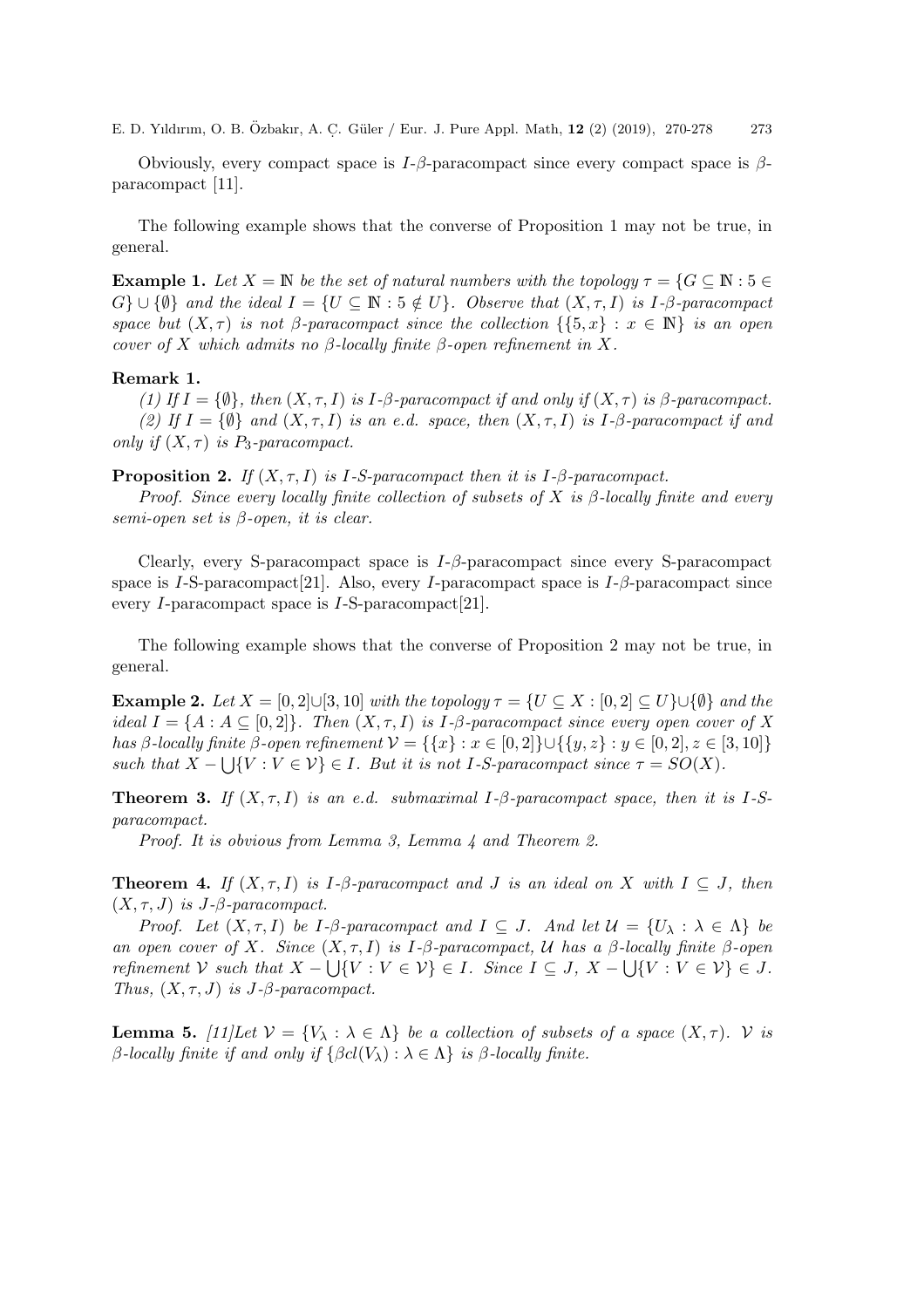Obviously, every compact space is $I$-$\beta$-paracompact since every compact space is $\beta$-paracompact [11].

The following example shows that the converse of Proposition 1 may not be true, in general.

**Example 1.** *Let $X = \mathbb{N}$ be the set of natural numbers with the topology $\tau = \{G \subseteq \mathbb{N} : 5 \in G\} \cup \{\emptyset\}$ and the ideal $I = \{U \subseteq \mathbb{N} : 5 \notin U\}$. Observe that $(X, \tau, I)$ is $I$-$\beta$-paracompact space but $(X, \tau)$ is not $\beta$-paracompact since the collection $\{\{5, x\} : x \in \mathbb{N}\}$ is an open cover of $X$ which admits no $\beta$-locally finite $\beta$-open refinement in $X$.*

**Remark 1.**

*(1) If $I = \{\emptyset\}$, then $(X, \tau, I)$ is $I$-$\beta$-paracompact if and only if $(X, \tau)$ is $\beta$-paracompact.*

*(2) If $I = \{\emptyset\}$ and $(X, \tau, I)$ is an e.d. space, then $(X, \tau, I)$ is $I$-$\beta$-paracompact if and only if $(X, \tau)$ is $P_3$-paracompact.*

**Proposition 2.** *If $(X, \tau, I)$ is $I$-S-paracompact then it is $I$-$\beta$-paracompact.*

*Proof.* *Since every locally finite collection of subsets of $X$ is $\beta$-locally finite and every semi-open set is $\beta$-open, it is clear.*

Clearly, every S-paracompact space is $I$-$\beta$-paracompact since every S-paracompact space is $I$-S-paracompact[21]. Also, every $I$-paracompact space is $I$-$\beta$-paracompact since every $I$-paracompact space is $I$-S-paracompact[21].

The following example shows that the converse of Proposition 2 may not be true, in general.

**Example 2.** *Let $X = [0, 2] \cup [3, 10]$ with the topology $\tau = \{U \subseteq X : [0, 2] \subseteq U\} \cup \{\emptyset\}$ and the ideal $I = \{A : A \subseteq [0, 2]\}$. Then $(X, \tau, I)$ is $I$-$\beta$-paracompact since every open cover of $X$ has $\beta$-locally finite $\beta$-open refinement $\mathcal{V} = \{\{x\} : x \in [0, 2]\} \cup \{\{y, z\} : y \in [0, 2], z \in [3, 10]\}$ such that $X - \bigcup\{V : V \in \mathcal{V}\} \in I$. But it is not $I$-S-paracompact since $\tau = SO(X)$.*

**Theorem 3.** *If $(X, \tau, I)$ is an e.d. submaximal $I$-$\beta$-paracompact space, then it is $I$-S-paracompact.*

*Proof.* *It is obvious from Lemma 3, Lemma 4 and Theorem 2.*

**Theorem 4.** *If $(X, \tau, I)$ is $I$-$\beta$-paracompact and $J$ is an ideal on $X$ with $I \subseteq J$, then $(X, \tau, J)$ is $J$-$\beta$-paracompact.*

*Proof.* Let $(X, \tau, I)$ be $I$-$\beta$-paracompact and $I \subseteq J$. And let $\mathcal{U} = \{U_\lambda : \lambda \in \Lambda\}$ be an open cover of $X$. Since $(X, \tau, I)$ is $I$-$\beta$-paracompact, $\mathcal{U}$ has a $\beta$-locally finite $\beta$-open refinement $\mathcal{V}$ such that $X - \bigcup\{V : V \in \mathcal{V}\} \in I$. Since $I \subseteq J$, $X - \bigcup\{V : V \in \mathcal{V}\} \in J$. Thus, $(X, \tau, J)$ is $J$-$\beta$-paracompact.

**Lemma 5.** *[11]Let $\mathcal{V} = \{V_\lambda : \lambda \in \Lambda\}$ be a collection of subsets of a space $(X, \tau)$. $\mathcal{V}$ is $\beta$-locally finite if and only if $\{\beta cl(V_\lambda) : \lambda \in \Lambda\}$ is $\beta$-locally finite.*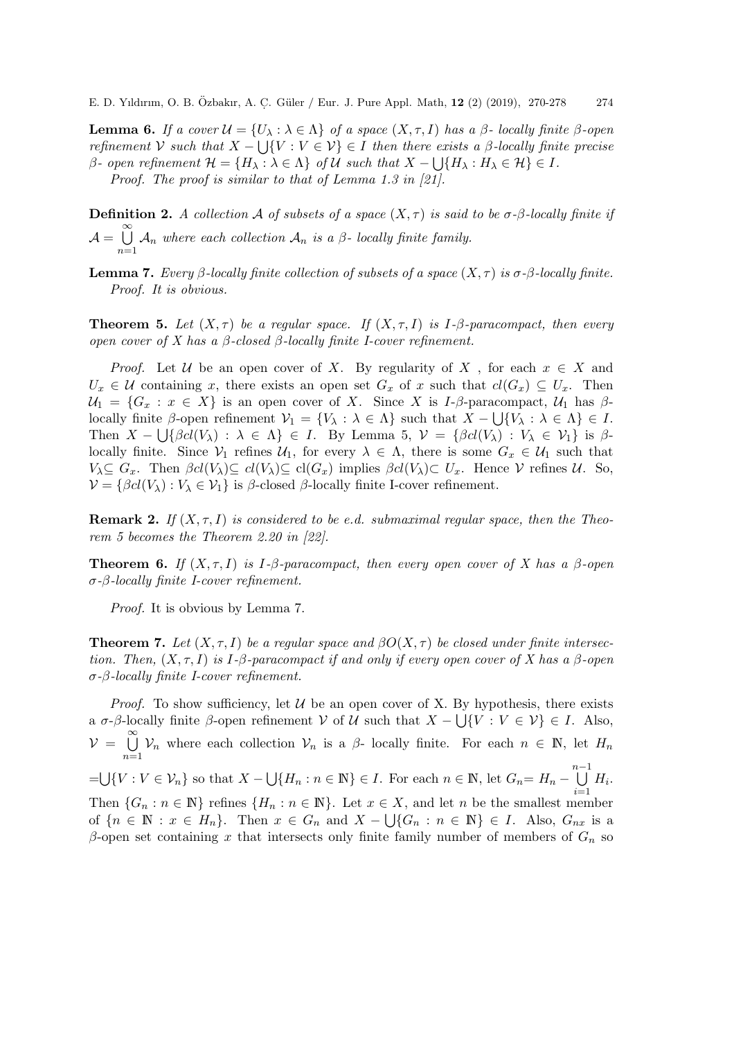**Lemma 6.** *If a cover $\mathcal{U} = \{U_\lambda : \lambda \in \Lambda\}$ of a space $(X, \tau, I)$ has a $\beta$- locally finite $\beta$-open refinement $\mathcal{V}$ such that $X - \bigcup\{V : V \in \mathcal{V}\} \in I$ then there exists a $\beta$-locally finite precise $\beta$- open refinement $\mathcal{H} = \{H_\lambda : \lambda \in \Lambda\}$ of $\mathcal{U}$ such that $X - \bigcup\{H_\lambda : H_\lambda \in \mathcal{H}\} \in I$.*

*Proof.* The proof is similar to that of Lemma 1.3 in [21].

**Definition 2.** *A collection $\mathcal{A}$ of subsets of a space $(X, \tau)$ is said to be $\sigma$-$\beta$-locally finite if $\mathcal{A} = \bigcup\limits_{n=1}^{\infty} \mathcal{A}_n$ where each collection $\mathcal{A}_n$ is a $\beta$- locally finite family.*

**Lemma 7.** *Every $\beta$-locally finite collection of subsets of a space $(X, \tau)$ is $\sigma$-$\beta$-locally finite.*

*Proof.* It is obvious.

**Theorem 5.** *Let $(X, \tau)$ be a regular space. If $(X, \tau, I)$ is I-$\beta$-paracompact, then every open cover of X has a $\beta$-closed $\beta$-locally finite I-cover refinement.*

*Proof.* Let $\mathcal{U}$ be an open cover of $X$. By regularity of $X$ , for each $x \in X$ and $U_x \in \mathcal{U}$ containing $x$, there exists an open set $G_x$ of $x$ such that $cl(G_x) \subseteq U_x$. Then $\mathcal{U}_1 = \{G_x : x \in X\}$ is an open cover of $X$. Since $X$ is $I$-$\beta$-paracompact, $\mathcal{U}_1$ has $\beta$-locally finite $\beta$-open refinement $\mathcal{V}_1 = \{V_\lambda : \lambda \in \Lambda\}$ such that $X - \bigcup\{V_\lambda : \lambda \in \Lambda\} \in I$. Then $X - \bigcup\{\beta cl(V_\lambda) : \lambda \in \Lambda\} \in I$. By Lemma 5, $\mathcal{V} = \{\beta cl(V_\lambda) : V_\lambda \in \mathcal{V}_1\}$ is $\beta$-locally finite. Since $\mathcal{V}_1$ refines $\mathcal{U}_1$, for every $\lambda \in \Lambda$, there is some $G_x \in \mathcal{U}_1$ such that $V_\lambda \subseteq G_x$. Then $\beta cl(V_\lambda) \subseteq cl(V_\lambda) \subseteq cl(G_x)$ implies $\beta cl(V_\lambda) \subset U_x$. Hence $\mathcal{V}$ refines $\mathcal{U}$. So, $\mathcal{V} = \{\beta cl(V_\lambda) : V_\lambda \in \mathcal{V}_1\}$ is $\beta$-closed $\beta$-locally finite I-cover refinement.

**Remark 2.** *If $(X, \tau, I)$ is considered to be e.d. submaximal regular space, then the Theorem 5 becomes the Theorem 2.20 in [22].*

**Theorem 6.** *If $(X, \tau, I)$ is I-$\beta$-paracompact, then every open cover of X has a $\beta$-open $\sigma$-$\beta$-locally finite I-cover refinement.*

*Proof.* It is obvious by Lemma 7.

**Theorem 7.** *Let $(X, \tau, I)$ be a regular space and $\beta O(X, \tau)$ be closed under finite intersection. Then, $(X, \tau, I)$ is I-$\beta$-paracompact if and only if every open cover of X has a $\beta$-open $\sigma$-$\beta$-locally finite I-cover refinement.*

*Proof.* To show sufficiency, let $\mathcal{U}$ be an open cover of X. By hypothesis, there exists a $\sigma$-$\beta$-locally finite $\beta$-open refinement $\mathcal{V}$ of $\mathcal{U}$ such that $X - \bigcup\{V : V \in \mathcal{V}\} \in I$. Also, $\mathcal{V} = \bigcup\limits_{n=1}^{\infty} \mathcal{V}_n$ where each collection $\mathcal{V}_n$ is a $\beta$- locally finite. For each $n \in \mathbb{N}$, let $H_n = \bigcup\{V : V \in \mathcal{V}_n\}$ so that $X - \bigcup\{H_n : n \in \mathbb{N}\} \in I$. For each $n \in \mathbb{N}$, let $G_n = H_n - \bigcup\limits_{i=1}^{n-1} H_i$. Then $\{G_n : n \in \mathbb{N}\}$ refines $\{H_n : n \in \mathbb{N}\}$. Let $x \in X$, and let $n$ be the smallest member of $\{n \in \mathbb{N} : x \in H_n\}$. Then $x \in G_n$ and $X - \bigcup\{G_n : n \in \mathbb{N}\} \in I$. Also, $G_{nx}$ is a $\beta$-open set containing $x$ that intersects only finite family number of members of $G_n$ so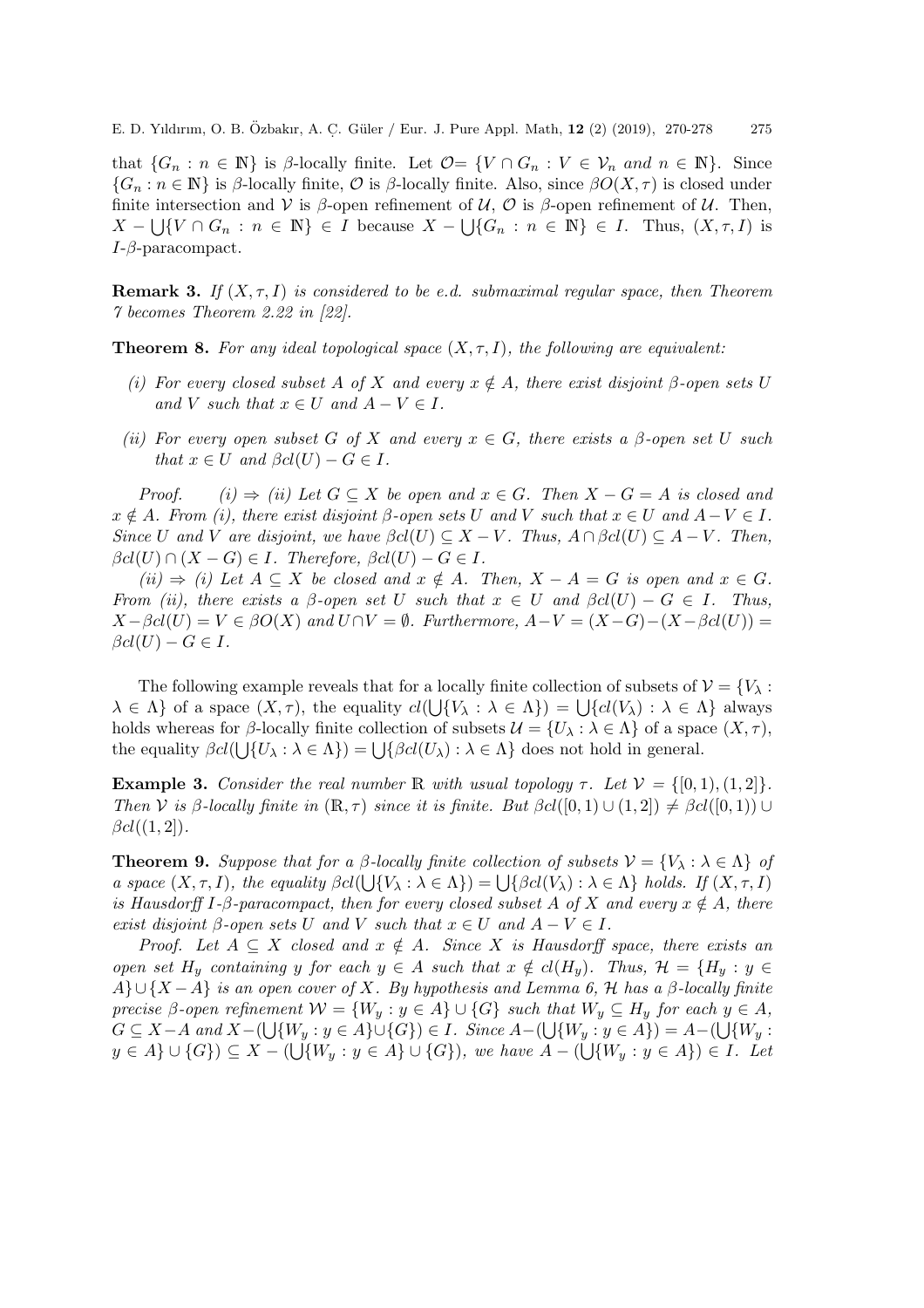that $\{G_n : n \in \mathbb{N}\}$ is $\beta$-locally finite. Let $\mathcal{O}= \{V \cap G_n : V \in \mathcal{V}_n \text{ and } n \in \mathbb{N}\}$. Since $\{G_n : n \in \mathbb{N}\}$ is $\beta$-locally finite, $\mathcal{O}$ is $\beta$-locally finite. Also, since $\beta O(X, \tau)$ is closed under finite intersection and $\mathcal{V}$ is $\beta$-open refinement of $\mathcal{U}$, $\mathcal{O}$ is $\beta$-open refinement of $\mathcal{U}$. Then, $X - \bigcup\{V \cap G_n : n \in \mathbb{N}\} \in I$ because $X - \bigcup\{G_n : n \in \mathbb{N}\} \in I$. Thus, $(X, \tau, I)$ is $I$-$\beta$-paracompact.

**Remark 3.** *If $(X, \tau, I)$ is considered to be e.d. submaximal regular space, then Theorem 7 becomes Theorem 2.22 in [22].*

**Theorem 8.** *For any ideal topological space $(X, \tau, I)$, the following are equivalent:*

*(i) For every closed subset $A$ of $X$ and every $x \notin A$, there exist disjoint $\beta$-open sets $U$ and $V$ such that $x \in U$ and $A - V \in I$.*

*(ii) For every open subset $G$ of $X$ and every $x \in G$, there exists a $\beta$-open set $U$ such that $x \in U$ and $\beta cl(U) - G \in I$.*

*Proof.* *(i) $\Rightarrow$ (ii) Let $G \subseteq X$ be open and $x \in G$. Then $X - G = A$ is closed and $x \notin A$. From (i), there exist disjoint $\beta$-open sets $U$ and $V$ such that $x \in U$ and $A - V \in I$. Since $U$ and $V$ are disjoint, we have $\beta cl(U) \subseteq X - V$. Thus, $A \cap \beta cl(U) \subseteq A - V$. Then, $\beta cl(U) \cap (X - G) \in I$. Therefore, $\beta cl(U) - G \in I$.*

*(ii) $\Rightarrow$ (i) Let $A \subseteq X$ be closed and $x \notin A$. Then, $X - A = G$ is open and $x \in G$. From (ii), there exists a $\beta$-open set $U$ such that $x \in U$ and $\beta cl(U) - G \in I$. Thus, $X - \beta cl(U) = V \in \beta O(X)$ and $U \cap V = \emptyset$. Furthermore, $A - V = (X - G) - (X - \beta cl(U)) = \beta cl(U) - G \in I$.*

The following example reveals that for a locally finite collection of subsets of $\mathcal{V} = \{V_\lambda : \lambda \in \Lambda\}$ of a space $(X, \tau)$, the equality $cl(\bigcup\{V_\lambda : \lambda \in \Lambda\}) = \bigcup\{cl(V_\lambda) : \lambda \in \Lambda\}$ always holds whereas for $\beta$-locally finite collection of subsets $\mathcal{U} = \{U_\lambda : \lambda \in \Lambda\}$ of a space $(X, \tau)$, the equality $\beta cl(\bigcup\{U_\lambda : \lambda \in \Lambda\}) = \bigcup\{\beta cl(U_\lambda) : \lambda \in \Lambda\}$ does not hold in general.

**Example 3.** *Consider the real number $\mathbb{R}$ with usual topology $\tau$. Let $\mathcal{V} = \{[0, 1), (1, 2]\}$. Then $\mathcal{V}$ is $\beta$-locally finite in $(\mathbb{R}, \tau)$ since it is finite. But $\beta cl([0, 1) \cup (1, 2]) \neq \beta cl([0, 1)) \cup \beta cl((1, 2])$.*

**Theorem 9.** *Suppose that for a $\beta$-locally finite collection of subsets $\mathcal{V} = \{V_\lambda : \lambda \in \Lambda\}$ of a space $(X, \tau, I)$, the equality $\beta cl(\bigcup\{V_\lambda : \lambda \in \Lambda\}) = \bigcup\{\beta cl(V_\lambda) : \lambda \in \Lambda\}$ holds. If $(X, \tau, I)$ is Hausdorff $I$-$\beta$-paracompact, then for every closed subset $A$ of $X$ and every $x \notin A$, there exist disjoint $\beta$-open sets $U$ and $V$ such that $x \in U$ and $A - V \in I$.*

*Proof.* *Let $A \subseteq X$ closed and $x \notin A$. Since $X$ is Hausdorff space, there exists an open set $H_y$ containing $y$ for each $y \in A$ such that $x \notin cl(H_y)$. Thus, $\mathcal{H} = \{H_y : y \in A\} \cup \{X - A\}$ is an open cover of $X$. By hypothesis and Lemma 6, $\mathcal{H}$ has a $\beta$-locally finite precise $\beta$-open refinement $\mathcal{W} = \{W_y : y \in A\} \cup \{G\}$ such that $W_y \subseteq H_y$ for each $y \in A$, $G \subseteq X - A$ and $X - (\bigcup\{W_y : y \in A\} \cup \{G\}) \in I$. Since $A - (\bigcup\{W_y : y \in A\}) = A - (\bigcup\{W_y : y \in A\} \cup \{G\}) \subseteq X - (\bigcup\{W_y : y \in A\} \cup \{G\})$, we have $A - (\bigcup\{W_y : y \in A\}) \in I$. Let*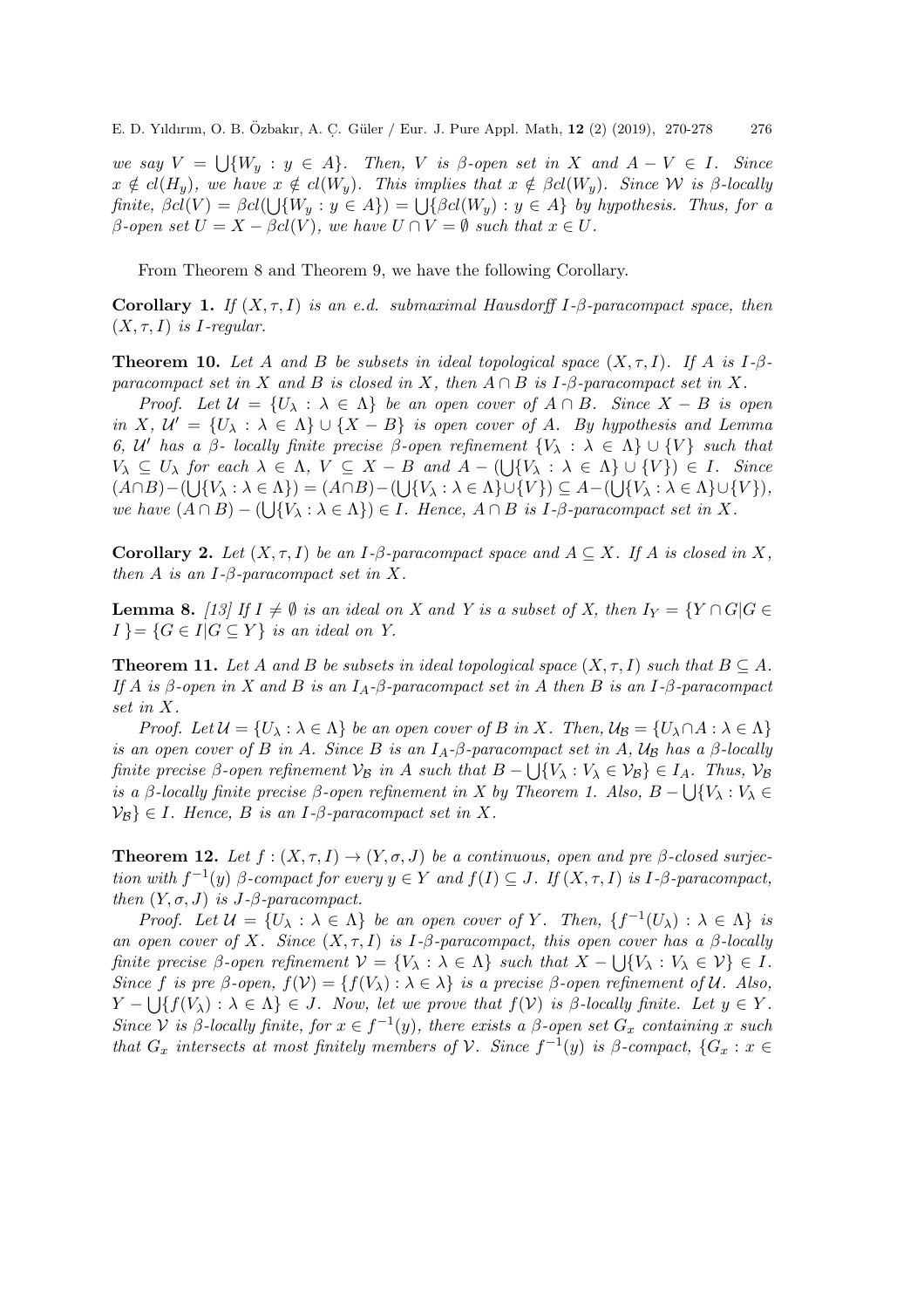we say $V = \bigcup\{W_y : y \in A\}$. Then, $V$ is $\beta$-open set in $X$ and $A - V \in I$. Since $x \notin cl(H_y)$, we have $x \notin cl(W_y)$. This implies that $x \notin \beta cl(W_y)$. Since $\mathcal{W}$ is $\beta$-locally finite, $\beta cl(V) = \beta cl(\bigcup\{W_y : y \in A\}) = \bigcup\{\beta cl(W_y) : y \in A\}$ by hypothesis. Thus, for a $\beta$-open set $U = X - \beta cl(V)$, we have $U \cap V = \emptyset$ such that $x \in U$.

From Theorem 8 and Theorem 9, we have the following Corollary.

**Corollary 1.** *If $(X, \tau, I)$ is an e.d. submaximal Hausdorff $I$-$\beta$-paracompact space, then $(X, \tau, I)$ is $I$-regular.*

**Theorem 10.** *Let $A$ and $B$ be subsets in ideal topological space $(X, \tau, I)$. If $A$ is $I$-$\beta$-paracompact set in $X$ and $B$ is closed in $X$, then $A \cap B$ is $I$-$\beta$-paracompact set in $X$.*

*Proof.* Let $\mathcal{U} = \{U_\lambda : \lambda \in \Lambda\}$ be an open cover of $A \cap B$. Since $X - B$ is open in $X$, $\mathcal{U}' = \{U_\lambda : \lambda \in \Lambda\} \cup \{X - B\}$ is open cover of $A$. By hypothesis and Lemma 6, $\mathcal{U}'$ has a $\beta$- locally finite precise $\beta$-open refinement $\{V_\lambda : \lambda \in \Lambda\} \cup \{V\}$ such that $V_\lambda \subseteq U_\lambda$ for each $\lambda \in \Lambda$, $V \subseteq X - B$ and $A - (\bigcup\{V_\lambda : \lambda \in \Lambda\} \cup \{V\}) \in I$. Since $(A \cap B) - (\bigcup\{V_\lambda : \lambda \in \Lambda\}) = (A \cap B) - (\bigcup\{V_\lambda : \lambda \in \Lambda\} \cup \{V\}) \subseteq A - (\bigcup\{V_\lambda : \lambda \in \Lambda\} \cup \{V\})$, we have $(A \cap B) - (\bigcup\{V_\lambda : \lambda \in \Lambda\}) \in I$. Hence, $A \cap B$ is $I$-$\beta$-paracompact set in $X$.

**Corollary 2.** *Let $(X, \tau, I)$ be an $I$-$\beta$-paracompact space and $A \subseteq X$. If $A$ is closed in $X$, then $A$ is an $I$-$\beta$-paracompact set in $X$.*

**Lemma 8.** *[13] If $I \neq \emptyset$ is an ideal on $X$ and $Y$ is a subset of $X$, then $I_Y = \{Y \cap G | G \in I\} = \{G \in I | G \subseteq Y\}$ is an ideal on $Y$.*

**Theorem 11.** *Let $A$ and $B$ be subsets in ideal topological space $(X, \tau, I)$ such that $B \subseteq A$. If $A$ is $\beta$-open in $X$ and $B$ is an $I_A$-$\beta$-paracompact set in $A$ then $B$ is an $I$-$\beta$-paracompact set in $X$.*

*Proof.* Let $\mathcal{U} = \{U_\lambda : \lambda \in \Lambda\}$ be an open cover of $B$ in $X$. Then, $\mathcal{U}_\mathcal{B} = \{U_\lambda \cap A : \lambda \in \Lambda\}$ is an open cover of $B$ in $A$. Since $B$ is an $I_A$-$\beta$-paracompact set in $A$, $\mathcal{U}_\mathcal{B}$ has a $\beta$-locally finite precise $\beta$-open refinement $\mathcal{V}_\mathcal{B}$ in $A$ such that $B - \bigcup\{V_\lambda : V_\lambda \in \mathcal{V}_\mathcal{B}\} \in I_A$. Thus, $\mathcal{V}_\mathcal{B}$ is a $\beta$-locally finite precise $\beta$-open refinement in $X$ by Theorem 1. Also, $B - \bigcup\{V_\lambda : V_\lambda \in \mathcal{V}_\mathcal{B}\} \in I$. Hence, $B$ is an $I$-$\beta$-paracompact set in $X$.

**Theorem 12.** *Let $f : (X, \tau, I) \to (Y, \sigma, J)$ be a continuous, open and pre $\beta$-closed surjection with $f^{-1}(y)$ $\beta$-compact for every $y \in Y$ and $f(I) \subseteq J$. If $(X, \tau, I)$ is $I$-$\beta$-paracompact, then $(Y, \sigma, J)$ is $J$-$\beta$-paracompact.*

*Proof.* Let $\mathcal{U} = \{U_\lambda : \lambda \in \Lambda\}$ be an open cover of $Y$. Then, $\{f^{-1}(U_\lambda) : \lambda \in \Lambda\}$ is an open cover of $X$. Since $(X, \tau, I)$ is $I$-$\beta$-paracompact, this open cover has a $\beta$-locally finite precise $\beta$-open refinement $\mathcal{V} = \{V_\lambda : \lambda \in \Lambda\}$ such that $X - \bigcup\{V_\lambda : V_\lambda \in \mathcal{V}\} \in I$. Since $f$ is pre $\beta$-open, $f(\mathcal{V}) = \{f(V_\lambda) : \lambda \in \lambda\}$ is a precise $\beta$-open refinement of $\mathcal{U}$. Also, $Y - \bigcup\{f(V_\lambda) : \lambda \in \Lambda\} \in J$. Now, let we prove that $f(\mathcal{V})$ is $\beta$-locally finite. Let $y \in Y$. Since $\mathcal{V}$ is $\beta$-locally finite, for $x \in f^{-1}(y)$, there exists a $\beta$-open set $G_x$ containing $x$ such that $G_x$ intersects at most finitely members of $\mathcal{V}$. Since $f^{-1}(y)$ is $\beta$-compact, $\{G_x : x \in$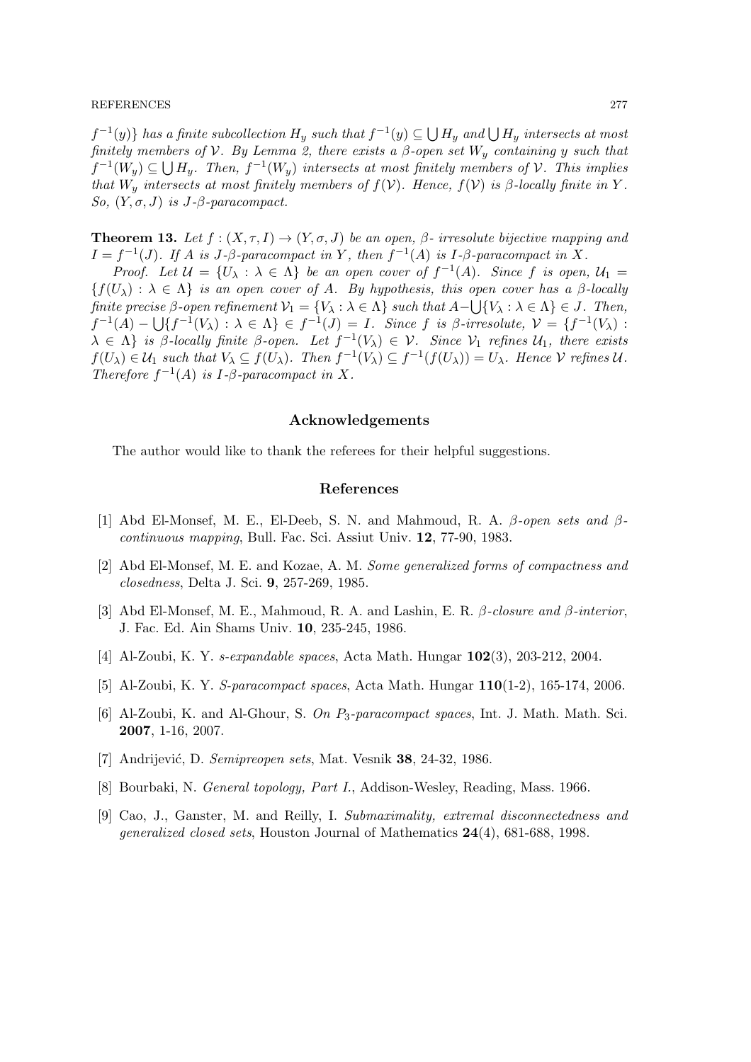$f^{-1}(y)\}$ *has a finite subcollection* $H_y$ *such that* $f^{-1}(y) \subseteq \bigcup H_y$ *and* $\bigcup H_y$ *intersects at most finitely members of* $\mathcal{V}$*. By Lemma 2, there exists a* $\beta$*-open set* $W_y$ *containing* $y$ *such that* $f^{-1}(W_y) \subseteq \bigcup H_y$*. Then,* $f^{-1}(W_y)$ *intersects at most finitely members of* $\mathcal{V}$*. This implies that* $W_y$ *intersects at most finitely members of* $f(\mathcal{V})$*. Hence,* $f(\mathcal{V})$ *is* $\beta$*-locally finite in* $Y$*. So,* $(Y, \sigma, J)$ *is* $J$*-*$\beta$*-paracompact.*

**Theorem 13.** *Let* $f : (X, \tau, I) \to (Y, \sigma, J)$ *be an open,* $\beta$*- irresolute bijective mapping and* $I = f^{-1}(J)$*. If* $A$ *is* $J$*-*$\beta$*-paracompact in* $Y$*, then* $f^{-1}(A)$ *is* $I$*-*$\beta$*-paracompact in* $X$*.*

*Proof.* *Let* $\mathcal{U} = \{U_\lambda : \lambda \in \Lambda\}$ *be an open cover of* $f^{-1}(A)$*. Since* $f$ *is open,* $\mathcal{U}_1 = \{f(U_\lambda) : \lambda \in \Lambda\}$ *is an open cover of* $A$*. By hypothesis, this open cover has a* $\beta$*-locally finite precise* $\beta$*-open refinement* $\mathcal{V}_1 = \{V_\lambda : \lambda \in \Lambda\}$ *such that* $A - \bigcup\{V_\lambda : \lambda \in \Lambda\} \in J$*. Then,* $f^{-1}(A) - \bigcup\{f^{-1}(V_\lambda) : \lambda \in \Lambda\} \in f^{-1}(J) = I$*. Since* $f$ *is* $\beta$*-irresolute,* $\mathcal{V} = \{f^{-1}(V_\lambda) : \lambda \in \Lambda\}$ *is* $\beta$*-locally finite* $\beta$*-open. Let* $f^{-1}(V_\lambda) \in \mathcal{V}$*. Since* $\mathcal{V}_1$ *refines* $\mathcal{U}_1$*, there exists* $f(U_\lambda) \in \mathcal{U}_1$ *such that* $V_\lambda \subseteq f(U_\lambda)$*. Then* $f^{-1}(V_\lambda) \subseteq f^{-1}(f(U_\lambda)) = U_\lambda$*. Hence* $\mathcal{V}$ *refines* $\mathcal{U}$*. Therefore* $f^{-1}(A)$ *is* $I$*-*$\beta$*-paracompact in* $X$*.*

## Acknowledgements

The author would like to thank the referees for their helpful suggestions.

## References

[1] Abd El-Monsef, M. E., El-Deeb, S. N. and Mahmoud, R. A. *$\beta$-open sets and $\beta$-continuous mapping*, Bull. Fac. Sci. Assiut Univ. **12**, 77-90, 1983.

[2] Abd El-Monsef, M. E. and Kozae, A. M. *Some generalized forms of compactness and closedness*, Delta J. Sci. **9**, 257-269, 1985.

[3] Abd El-Monsef, M. E., Mahmoud, R. A. and Lashin, E. R. *$\beta$-closure and $\beta$-interior*, J. Fac. Ed. Ain Shams Univ. **10**, 235-245, 1986.

[4] Al-Zoubi, K. Y. *s-expandable spaces*, Acta Math. Hungar **102**(3), 203-212, 2004.

[5] Al-Zoubi, K. Y. *S-paracompact spaces*, Acta Math. Hungar **110**(1-2), 165-174, 2006.

[6] Al-Zoubi, K. and Al-Ghour, S. *On $P_3$-paracompact spaces*, Int. J. Math. Math. Sci. **2007**, 1-16, 2007.

[7] Andrijević, D. *Semipreopen sets*, Mat. Vesnik **38**, 24-32, 1986.

[8] Bourbaki, N. *General topology, Part I.*, Addison-Wesley, Reading, Mass. 1966.

[9] Cao, J., Ganster, M. and Reilly, I. *Submaximality, extremal disconnectedness and generalized closed sets*, Houston Journal of Mathematics **24**(4), 681-688, 1998.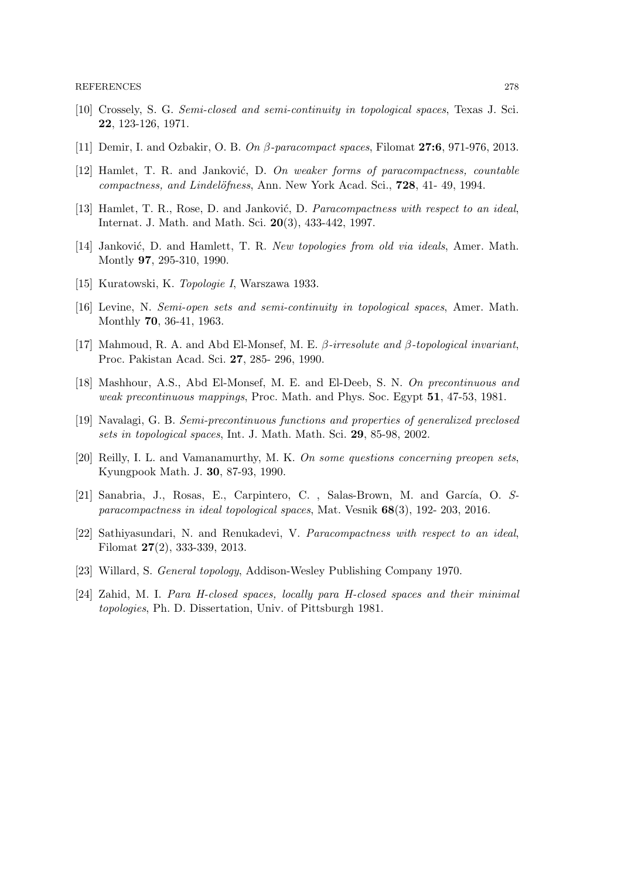[10] Crossely, S. G. *Semi-closed and semi-continuity in topological spaces*, Texas J. Sci. **22**, 123-126, 1971.

[11] Demir, I. and Ozbakir, O. B. *On $\beta$-paracompact spaces*, Filomat **27:6**, 971-976, 2013.

[12] Hamlet, T. R. and Janković, D. *On weaker forms of paracompactness, countable compactness, and Lindelöfness*, Ann. New York Acad. Sci., **728**, 41- 49, 1994.

[13] Hamlet, T. R., Rose, D. and Janković, D. *Paracompactness with respect to an ideal*, Internat. J. Math. and Math. Sci. **20**(3), 433-442, 1997.

[14] Janković, D. and Hamlett, T. R. *New topologies from old via ideals*, Amer. Math. Montly **97**, 295-310, 1990.

[15] Kuratowski, K. *Topologie I*, Warszawa 1933.

[16] Levine, N. *Semi-open sets and semi-continuity in topological spaces*, Amer. Math. Monthly **70**, 36-41, 1963.

[17] Mahmoud, R. A. and Abd El-Monsef, M. E. *$\beta$-irresolute and $\beta$-topological invariant*, Proc. Pakistan Acad. Sci. **27**, 285- 296, 1990.

[18] Mashhour, A.S., Abd El-Monsef, M. E. and El-Deeb, S. N. *On precontinuous and weak precontinuous mappings*, Proc. Math. and Phys. Soc. Egypt **51**, 47-53, 1981.

[19] Navalagi, G. B. *Semi-precontinuous functions and properties of generalized preclosed sets in topological spaces*, Int. J. Math. Math. Sci. **29**, 85-98, 2002.

[20] Reilly, I. L. and Vamanamurthy, M. K. *On some questions concerning preopen sets*, Kyungpook Math. J. **30**, 87-93, 1990.

[21] Sanabria, J., Rosas, E., Carpintero, C. , Salas-Brown, M. and García, O. *S-paracompactness in ideal topological spaces*, Mat. Vesnik **68**(3), 192- 203, 2016.

[22] Sathiyasundari, N. and Renukadevi, V. *Paracompactness with respect to an ideal*, Filomat **27**(2), 333-339, 2013.

[23] Willard, S. *General topology*, Addison-Wesley Publishing Company 1970.

[24] Zahid, M. I. *Para H-closed spaces, locally para H-closed spaces and their minimal topologies*, Ph. D. Dissertation, Univ. of Pittsburgh 1981.